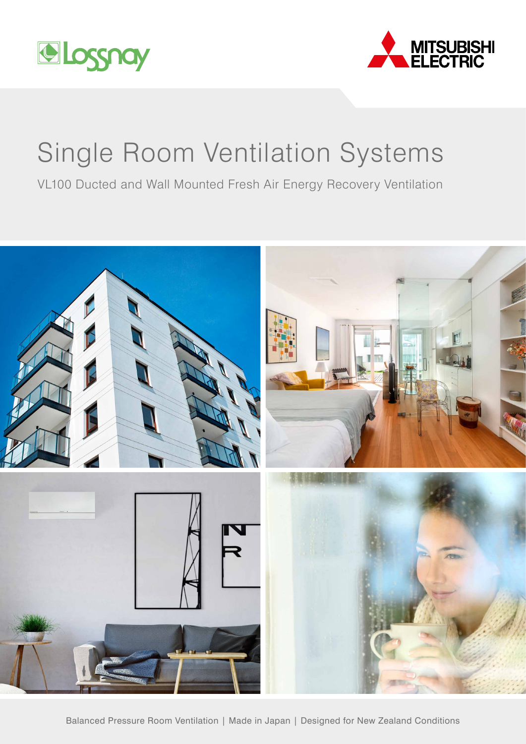Lossnay

MITSUBISHI ELECTRIC

# Single Room Ventilation Systems

VL100 Ducted and Wall Mounted Fresh Air Energy Recovery Ventilation

Balanced Pressure Room Ventilation | Made in Japan | Designed for New Zealand Conditions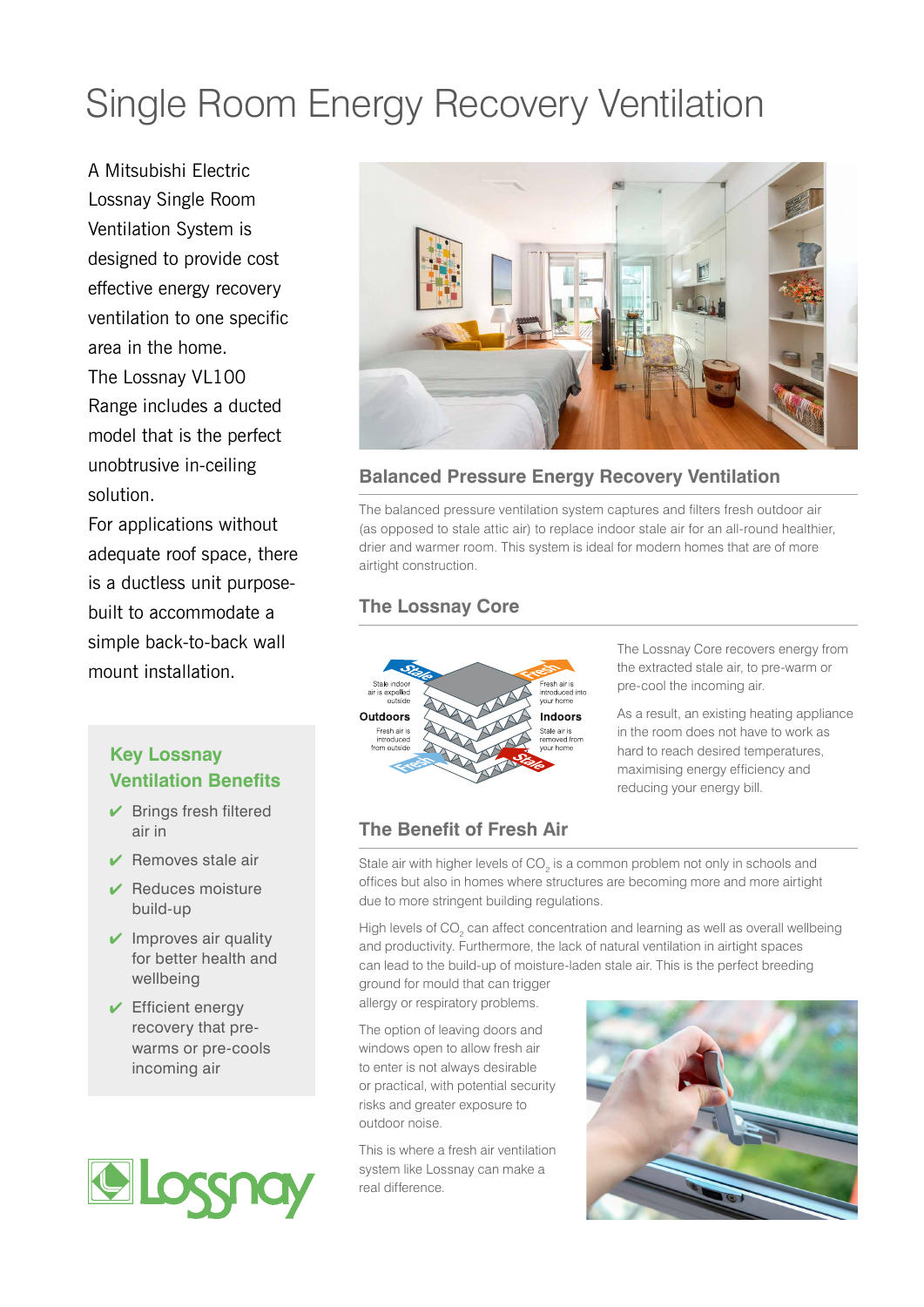# Single Room Energy Recovery Ventilation

A Mitsubishi Electric Lossnay Single Room Ventilation System is designed to provide cost effective energy recovery ventilation to one specific area in the home. The Lossnay VL100 Range includes a ducted model that is the perfect unobtrusive in-ceiling solution.

For applications without adequate roof space, there is a ductless unit purpose-built to accommodate a simple back-to-back wall mount installation.

### Key Lossnay Ventilation Benefits

- ✔ Brings fresh filtered air in
- ✔ Removes stale air
- ✔ Reduces moisture build-up
- ✔ Improves air quality for better health and wellbeing
- ✔ Efficient energy recovery that pre-warms or pre-cools incoming air

## Balanced Pressure Energy Recovery Ventilation

The balanced pressure ventilation system captures and filters fresh outdoor air (as opposed to stale attic air) to replace indoor stale air for an all-round healthier, drier and warmer room. This system is ideal for modern homes that are of more airtight construction.

## The Lossnay Core

Stale — Stale indoor air is expelled outside
Fresh — Fresh air is introduced into your home
Outdoors — Fresh air is introduced from outside
Indoors — Stale air is removed from your home

The Lossnay Core recovers energy from the extracted stale air, to pre-warm or pre-cool the incoming air.

As a result, an existing heating appliance in the room does not have to work as hard to reach desired temperatures, maximising energy efficiency and reducing your energy bill.

## The Benefit of Fresh Air

Stale air with higher levels of $CO_2$ is a common problem not only in schools and offices but also in homes where structures are becoming more and more airtight due to more stringent building regulations.

High levels of $CO_2$ can affect concentration and learning as well as overall wellbeing and productivity. Furthermore, the lack of natural ventilation in airtight spaces can lead to the build-up of moisture-laden stale air. This is the perfect breeding ground for mould that can trigger allergy or respiratory problems.

The option of leaving doors and windows open to allow fresh air to enter is not always desirable or practical, with potential security risks and greater exposure to outdoor noise.

This is where a fresh air ventilation system like Lossnay can make a real difference.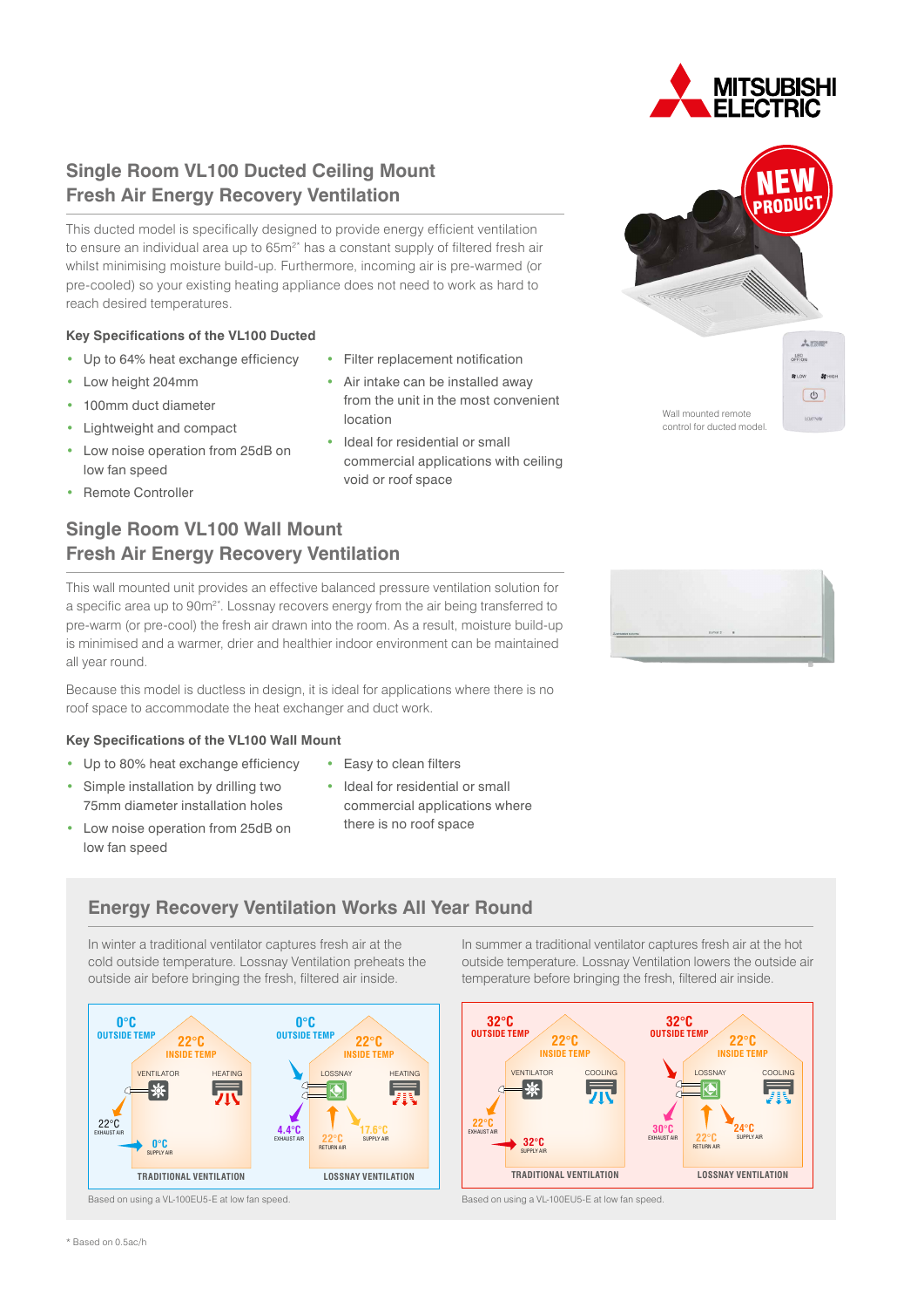## Single Room VL100 Ducted Ceiling Mount Fresh Air Energy Recovery Ventilation

This ducted model is specifically designed to provide energy efficient ventilation to ensure an individual area up to 65m²* has a constant supply of filtered fresh air whilst minimising moisture build-up. Furthermore, incoming air is pre-warmed (or pre-cooled) so your existing heating appliance does not need to work as hard to reach desired temperatures.

### Key Specifications of the VL100 Ducted

- Up to 64% heat exchange efficiency
- Low height 204mm
- 100mm duct diameter
- Lightweight and compact
- Low noise operation from 25dB on low fan speed
- Remote Controller
- Filter replacement notification
- Air intake can be installed away from the unit in the most convenient location
- Ideal for residential or small commercial applications with ceiling void or roof space

NEW PRODUCT

Wall mounted remote control for ducted model.

## Single Room VL100 Wall Mount Fresh Air Energy Recovery Ventilation

This wall mounted unit provides an effective balanced pressure ventilation solution for a specific area up to 90m²*. Lossnay recovers energy from the air being transferred to pre-warm (or pre-cool) the fresh air drawn into the room. As a result, moisture build-up is minimised and a warmer, drier and healthier indoor environment can be maintained all year round.

Because this model is ductless in design, it is ideal for applications where there is no roof space to accommodate the heat exchanger and duct work.

### Key Specifications of the VL100 Wall Mount

- Up to 80% heat exchange efficiency
- Simple installation by drilling two 75mm diameter installation holes
- Low noise operation from 25dB on low fan speed
- Easy to clean filters
- Ideal for residential or small commercial applications where there is no roof space

## Energy Recovery Ventilation Works All Year Round

In winter a traditional ventilator captures fresh air at the cold outside temperature. Lossnay Ventilation preheats the outside air before bringing the fresh, filtered air inside.

In summer a traditional ventilator captures fresh air at the hot outside temperature. Lossnay Ventilation lowers the outside air temperature before bringing the fresh, filtered air inside.

**Winter – Traditional Ventilation:** 0°C Outside Temp; 22°C Inside Temp; Ventilator; Heating; 22°C Exhaust Air; 0°C Supply Air

**Winter – Lossnay Ventilation:** 0°C Outside Temp; 22°C Inside Temp; Lossnay; Heating; 4.4°C Exhaust Air; 22°C Return Air; 17.6°C Supply Air

Based on using a VL-100EU5-E at low fan speed.

**Summer – Traditional Ventilation:** 32°C Outside Temp; 22°C Inside Temp; Ventilator; Cooling; 22°C Exhaust Air; 32°C Supply Air

**Summer – Lossnay Ventilation:** 32°C Outside Temp; 22°C Inside Temp; Lossnay; Cooling; 30°C Exhaust Air; 22°C Return Air; 24°C Supply Air

Based on using a VL-100EU5-E at low fan speed.

* Based on 0.5ac/h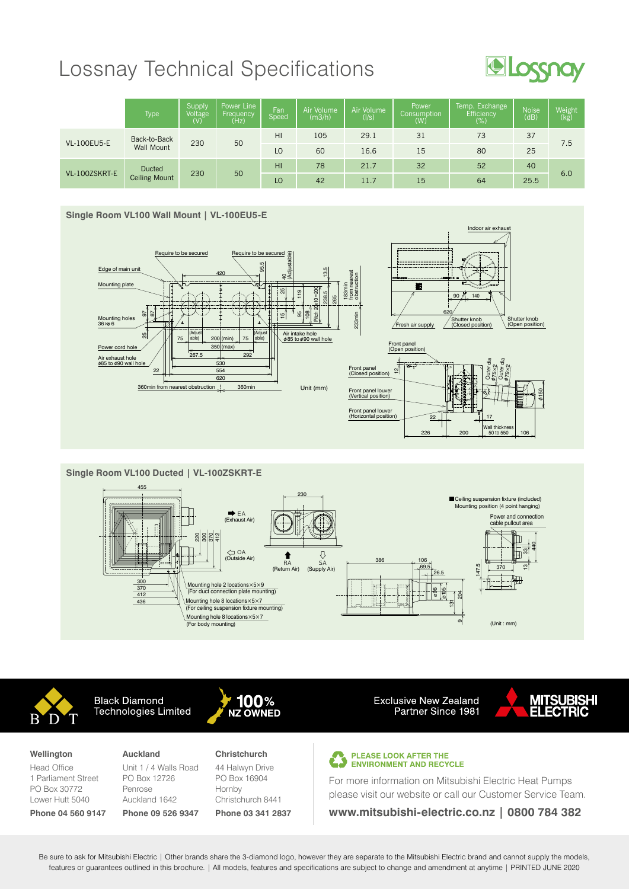# Lossnay Technical Specifications

| | Type | Supply Voltage (V) | Power Line Frequency (Hz) | Fan Speed | Air Volume (m3/h) | Air Volume (l/s) | Power Consumption (W) | Temp. Exchange Efficiency (%) | Noise (dB) | Weight (kg) |
|---|---|---|---|---|---|---|---|---|---|---|
| VL-100EU5-E | Back-to-Back Wall Mount | 230 | 50 | HI | 105 | 29.1 | 31 | 73 | 37 | 7.5 |
| | | | | LO | 60 | 16.6 | 15 | 80 | 25 | |
| VL-100ZSKRT-E | Ducted Ceiling Mount | 230 | 50 | HI | 78 | 21.7 | 32 | 52 | 40 | 6.0 |
| | | | | LO | 42 | 11.7 | 15 | 64 | 25.5 | |

## Single Room VL100 Wall Mount | VL-100EU5-E

Require to be secured
Require to be secured
Edge of main unit
Mounting plate
Mounting holes 36×φ6
Power cord hole
Air exhaust hole φ85 to φ90 wall hole
Air intake hole φ85 to φ90 wall hole
360min from nearest obstruction
360min
183min from nearest obstruction
233min
Unit (mm)
Indoor air exhaust
Fresh air supply
Shutter knob (Closed position)
Shutter knob (Open position)
Front panel (Open position)
Front panel (Closed position)
Front panel louver (Vertical position)
Front panel louver (Horizontal position)
Wall thickness 50 to 550

## Single Room VL100 Ducted | VL-100ZSKRT-E

EA (Exhaust Air)
OA (Outside Air)
RA (Return Air)
SA (Supply Air)
Mounting hole 2 locations×5×9 (For duct connection plate mounting)
Mounting hole 8 locations×5×7 (For ceiling suspension fixture mounting)
Mounting hole 8 locations×5×7 (For body mounting)
■ Ceiling suspension fixture (included) Mounting position (4 point hanging)
Power and connection cable pullout area
(Unit : mm)

Black Diamond Technologies Limited

100% NZ OWNED

Exclusive New Zealand Partner Since 1981

MITSUBISHI ELECTRIC

**Wellington**
Head Office
1 Parliament Street
PO Box 30772
Lower Hutt 5040
**Phone 04 560 9147**

**Auckland**
Unit 1 / 4 Walls Road
PO Box 12726
Penrose
Auckland 1642
**Phone 09 526 9347**

**Christchurch**
44 Halwyn Drive
PO Box 16904
Hornby
Christchurch 8441
**Phone 03 341 2837**

**PLEASE LOOK AFTER THE ENVIRONMENT AND RECYCLE**

For more information on Mitsubishi Electric Heat Pumps please visit our website or call our Customer Service Team.

**www.mitsubishi-electric.co.nz | 0800 784 382**

Be sure to ask for Mitsubishi Electric | Other brands share the 3-diamond logo, however they are separate to the Mitsubishi Electric brand and cannot supply the models, features or guarantees outlined in this brochure. | All models, features and specifications are subject to change and amendment at anytime | PRINTED JUNE 2020